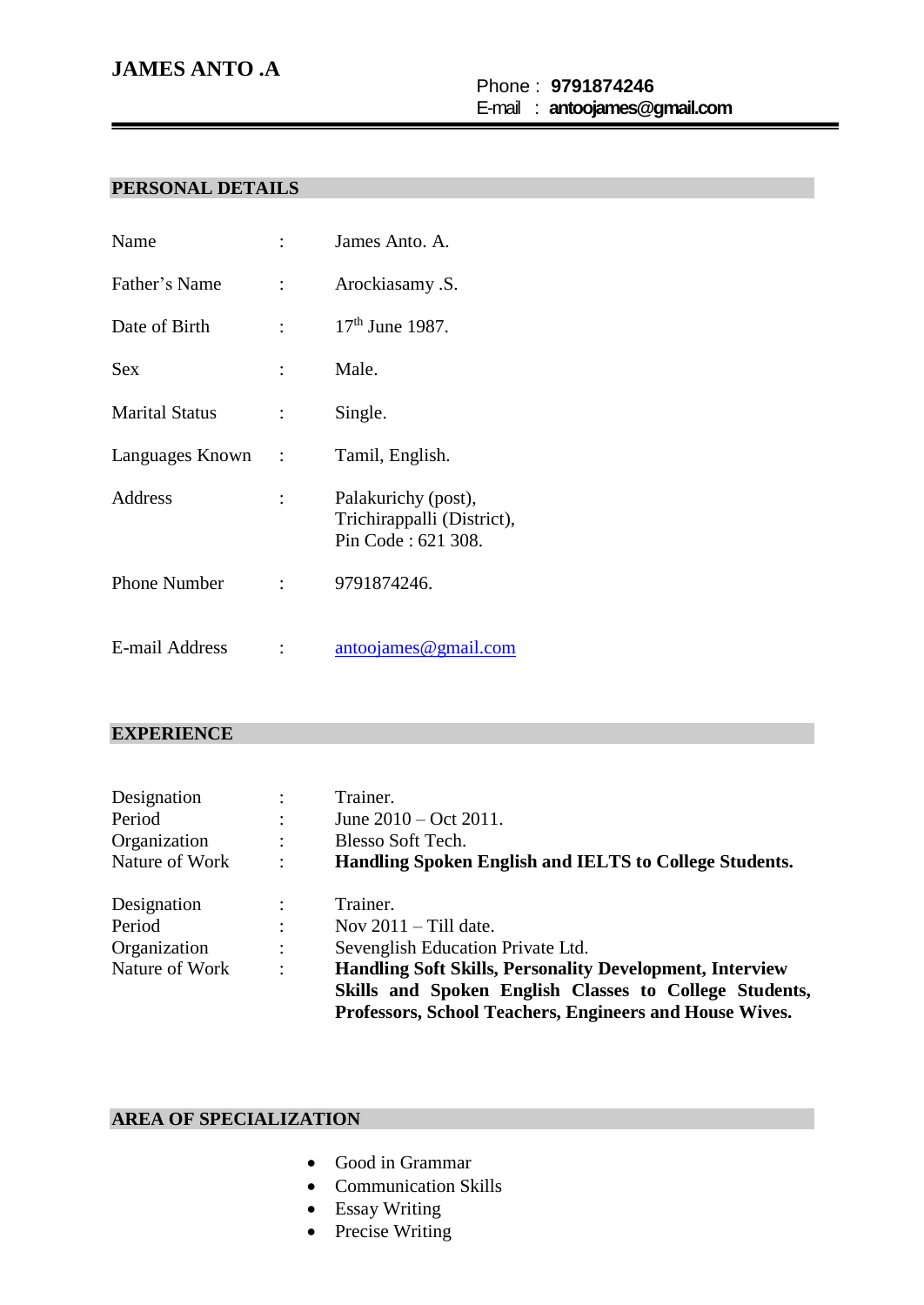# JAMES ANTO .A

Phone : **9791874246**
E-mail : **antoojames@gmail.com**

## PERSONAL DETAILS

| | | |
|---|---|---|
| Name | : | James Anto. A. |
| Father's Name | : | Arockiasamy .S. |
| Date of Birth | : | 17th June 1987. |
| Sex | : | Male. |
| Marital Status | : | Single. |
| Languages Known | : | Tamil, English. |
| Address | : | Palakurichy (post), Trichirappalli (District), Pin Code : 621 308. |
| Phone Number | : | 9791874246. |
| E-mail Address | : | antoojames@gmail.com |

## EXPERIENCE

| | | |
|---|---|---|
| Designation | : | Trainer. |
| Period | : | June 2010 – Oct 2011. |
| Organization | : | Blesso Soft Tech. |
| Nature of Work | : | **Handling Spoken English and IELTS to College Students.** |

| | | |
|---|---|---|
| Designation | : | Trainer. |
| Period | : | Nov 2011 – Till date. |
| Organization | : | Sevenglish Education Private Ltd. |
| Nature of Work | : | **Handling Soft Skills, Personality Development, Interview Skills and Spoken English Classes to College Students, Professors, School Teachers, Engineers and House Wives.** |

## AREA OF SPECIALIZATION

- Good in Grammar
- Communication Skills
- Essay Writing
- Precise Writing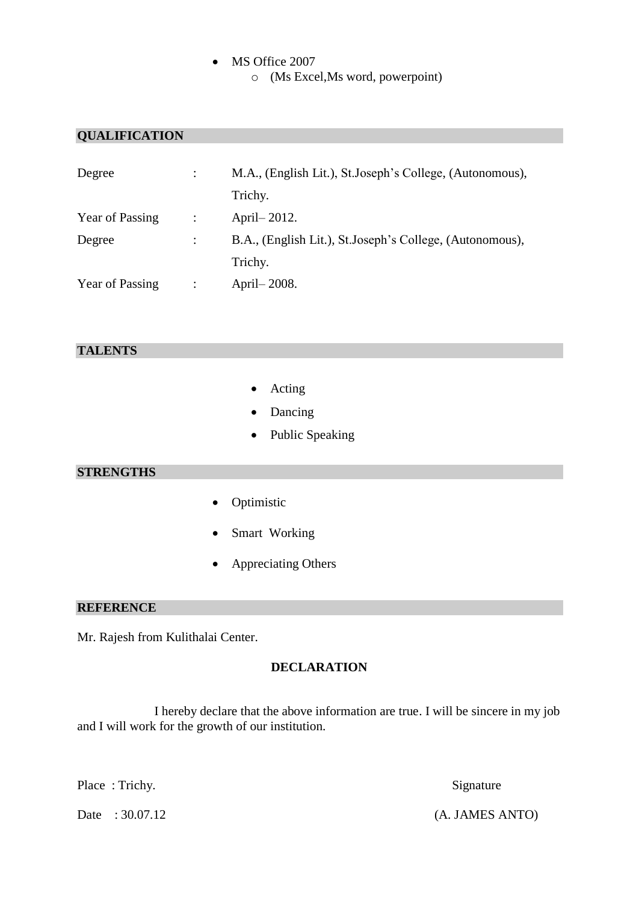- MS Office 2007
  - (Ms Excel,Ms word, powerpoint)

## QUALIFICATION

| | | |
|---|---|---|
| Degree | : | M.A., (English Lit.), St.Joseph's College, (Autonomous), Trichy. |
| Year of Passing | : | April– 2012. |
| Degree | : | B.A., (English Lit.), St.Joseph's College, (Autonomous), Trichy. |
| Year of Passing | : | April– 2008. |

## TALENTS

- Acting
- Dancing
- Public Speaking

## STRENGTHS

- Optimistic
- Smart Working
- Appreciating Others

## REFERENCE

Mr. Rajesh from Kulithalai Center.

### DECLARATION

I hereby declare that the above information are true. I will be sincere in my job and I will work for the growth of our institution.

Place : Trichy.

Date : 30.07.12

Signature

(A. JAMES ANTO)